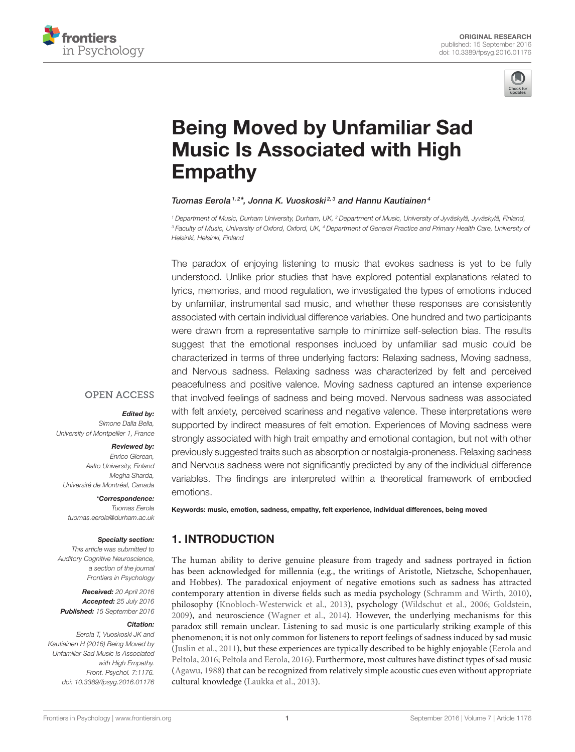ORIGINAL RESEARCH
published: 15 September 2016
doi: 10.3389/fpsyg.2016.01176

# Being Moved by Unfamiliar Sad Music Is Associated with High Empathy

Tuomas Eerola[1,2]*, Jonna K. Vuoskoski[2,3] and Hannu Kautiainen[4]

[1] Department of Music, Durham University, Durham, UK, [2] Department of Music, University of Jyväskylä, Jyväskylä, Finland, [3] Faculty of Music, University of Oxford, Oxford, UK, [4] Department of General Practice and Primary Health Care, University of Helsinki, Helsinki, Finland

The paradox of enjoying listening to music that evokes sadness is yet to be fully understood. Unlike prior studies that have explored potential explanations related to lyrics, memories, and mood regulation, we investigated the types of emotions induced by unfamiliar, instrumental sad music, and whether these responses are consistently associated with certain individual difference variables. One hundred and two participants were drawn from a representative sample to minimize self-selection bias. The results suggest that the emotional responses induced by unfamiliar sad music could be characterized in terms of three underlying factors: Relaxing sadness, Moving sadness, and Nervous sadness. Relaxing sadness was characterized by felt and perceived peacefulness and positive valence. Moving sadness captured an intense experience that involved feelings of sadness and being moved. Nervous sadness was associated with felt anxiety, perceived scariness and negative valence. These interpretations were supported by indirect measures of felt emotion. Experiences of Moving sadness were strongly associated with high trait empathy and emotional contagion, but not with other previously suggested traits such as absorption or nostalgia-proneness. Relaxing sadness and Nervous sadness were not significantly predicted by any of the individual difference variables. The findings are interpreted within a theoretical framework of embodied emotions.

**Keywords: music, emotion, sadness, empathy, felt experience, individual differences, being moved**

OPEN ACCESS

***Edited by:***
*Simone Dalla Bella, University of Montpellier 1, France*

***Reviewed by:***
*Enrico Glerean, Aalto University, Finland*
*Megha Sharda, Université de Montréal, Canada*

***\*Correspondence:***
*Tuomas Eerola*
*tuomas.eerola@durham.ac.uk*

***Specialty section:***
*This article was submitted to Auditory Cognitive Neuroscience, a section of the journal Frontiers in Psychology*

***Received:*** *20 April 2016*
***Accepted:*** *25 July 2016*
***Published:*** *15 September 2016*

***Citation:***
*Eerola T, Vuoskoski JK and Kautiainen H (2016) Being Moved by Unfamiliar Sad Music Is Associated with High Empathy. Front. Psychol. 7:1176. doi: 10.3389/fpsyg.2016.01176*

## 1. INTRODUCTION

The human ability to derive genuine pleasure from tragedy and sadness portrayed in fiction has been acknowledged for millennia (e.g., the writings of Aristotle, Nietzsche, Schopenhauer, and Hobbes). The paradoxical enjoyment of negative emotions such as sadness has attracted contemporary attention in diverse fields such as media psychology (Schramm and Wirth, 2010), philosophy (Knobloch-Westerwick et al., 2013), psychology (Wildschut et al., 2006; Goldstein, 2009), and neuroscience (Wagner et al., 2014). However, the underlying mechanisms for this paradox still remain unclear. Listening to sad music is one particularly striking example of this phenomenon; it is not only common for listeners to report feelings of sadness induced by sad music (Juslin et al., 2011), but these experiences are typically described to be highly enjoyable (Eerola and Peltola, 2016; Peltola and Eerola, 2016). Furthermore, most cultures have distinct types of sad music (Agawu, 1988) that can be recognized from relatively simple acoustic cues even without appropriate cultural knowledge (Laukka et al., 2013).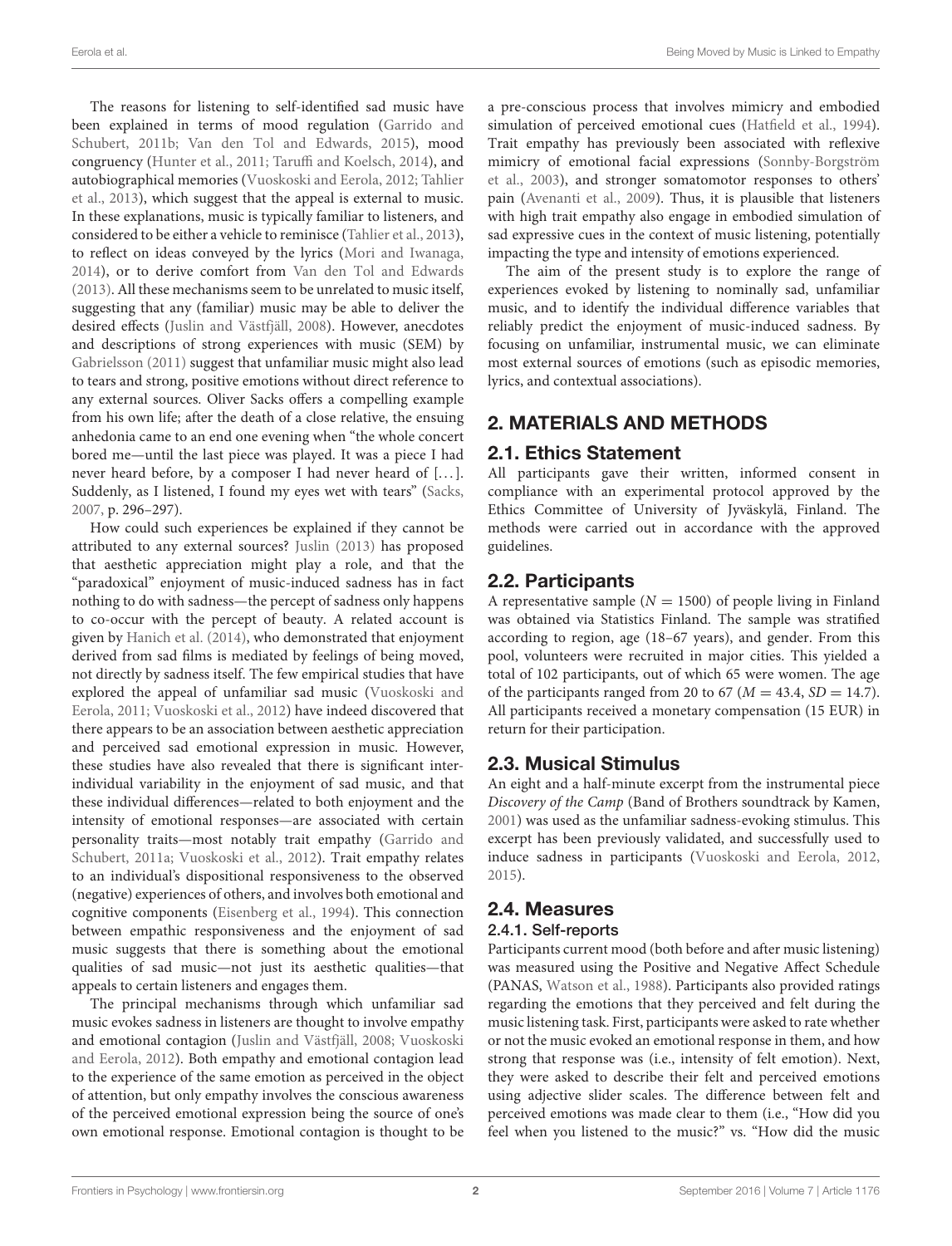The reasons for listening to self-identified sad music have been explained in terms of mood regulation (Garrido and Schubert, 2011b; Van den Tol and Edwards, 2015), mood congruency (Hunter et al., 2011; Taruffi and Koelsch, 2014), and autobiographical memories (Vuoskoski and Eerola, 2012; Tahlier et al., 2013), which suggest that the appeal is external to music. In these explanations, music is typically familiar to listeners, and considered to be either a vehicle to reminisce (Tahlier et al., 2013), to reflect on ideas conveyed by the lyrics (Mori and Iwanaga, 2014), or to derive comfort from Van den Tol and Edwards (2013). All these mechanisms seem to be unrelated to music itself, suggesting that any (familiar) music may be able to deliver the desired effects (Juslin and Västfjäll, 2008). However, anecdotes and descriptions of strong experiences with music (SEM) by Gabrielsson (2011) suggest that unfamiliar music might also lead to tears and strong, positive emotions without direct reference to any external sources. Oliver Sacks offers a compelling example from his own life; after the death of a close relative, the ensuing anhedonia came to an end one evening when "the whole concert bored me—until the last piece was played. It was a piece I had never heard before, by a composer I had never heard of [...]. Suddenly, as I listened, I found my eyes wet with tears" (Sacks, 2007, p. 296–297).

How could such experiences be explained if they cannot be attributed to any external sources? Juslin (2013) has proposed that aesthetic appreciation might play a role, and that the "paradoxical" enjoyment of music-induced sadness has in fact nothing to do with sadness—the percept of sadness only happens to co-occur with the percept of beauty. A related account is given by Hanich et al. (2014), who demonstrated that enjoyment derived from sad films is mediated by feelings of being moved, not directly by sadness itself. The few empirical studies that have explored the appeal of unfamiliar sad music (Vuoskoski and Eerola, 2011; Vuoskoski et al., 2012) have indeed discovered that there appears to be an association between aesthetic appreciation and perceived sad emotional expression in music. However, these studies have also revealed that there is significant inter-individual variability in the enjoyment of sad music, and that these individual differences—related to both enjoyment and the intensity of emotional responses—are associated with certain personality traits—most notably trait empathy (Garrido and Schubert, 2011a; Vuoskoski et al., 2012). Trait empathy relates to an individual's dispositional responsiveness to the observed (negative) experiences of others, and involves both emotional and cognitive components (Eisenberg et al., 1994). This connection between empathic responsiveness and the enjoyment of sad music suggests that there is something about the emotional qualities of sad music—not just its aesthetic qualities—that appeals to certain listeners and engages them.

The principal mechanisms through which unfamiliar sad music evokes sadness in listeners are thought to involve empathy and emotional contagion (Juslin and Västfjäll, 2008; Vuoskoski and Eerola, 2012). Both empathy and emotional contagion lead to the experience of the same emotion as perceived in the object of attention, but only empathy involves the conscious awareness of the perceived emotional expression being the source of one's own emotional response. Emotional contagion is thought to be a pre-conscious process that involves mimicry and embodied simulation of perceived emotional cues (Hatfield et al., 1994). Trait empathy has previously been associated with reflexive mimicry of emotional facial expressions (Sonnby-Borgström et al., 2003), and stronger somatomotor responses to others' pain (Avenanti et al., 2009). Thus, it is plausible that listeners with high trait empathy also engage in embodied simulation of sad expressive cues in the context of music listening, potentially impacting the type and intensity of emotions experienced.

The aim of the present study is to explore the range of experiences evoked by listening to nominally sad, unfamiliar music, and to identify the individual difference variables that reliably predict the enjoyment of music-induced sadness. By focusing on unfamiliar, instrumental music, we can eliminate most external sources of emotions (such as episodic memories, lyrics, and contextual associations).

## 2. MATERIALS AND METHODS

### 2.1. Ethics Statement

All participants gave their written, informed consent in compliance with an experimental protocol approved by the Ethics Committee of University of Jyväskylä, Finland. The methods were carried out in accordance with the approved guidelines.

### 2.2. Participants

A representative sample ($N = 1500$) of people living in Finland was obtained via Statistics Finland. The sample was stratified according to region, age (18–67 years), and gender. From this pool, volunteers were recruited in major cities. This yielded a total of 102 participants, out of which 65 were women. The age of the participants ranged from 20 to 67 ($M = 43.4$, $SD = 14.7$). All participants received a monetary compensation (15 EUR) in return for their participation.

### 2.3. Musical Stimulus

An eight and a half-minute excerpt from the instrumental piece *Discovery of the Camp* (Band of Brothers soundtrack by Kamen, 2001) was used as the unfamiliar sadness-evoking stimulus. This excerpt has been previously validated, and successfully used to induce sadness in participants (Vuoskoski and Eerola, 2012, 2015).

### 2.4. Measures

#### 2.4.1. Self-reports

Participants current mood (both before and after music listening) was measured using the Positive and Negative Affect Schedule (PANAS, Watson et al., 1988). Participants also provided ratings regarding the emotions that they perceived and felt during the music listening task. First, participants were asked to rate whether or not the music evoked an emotional response in them, and how strong that response was (i.e., intensity of felt emotion). Next, they were asked to describe their felt and perceived emotions using adjective slider scales. The difference between felt and perceived emotions was made clear to them (i.e., "How did you feel when you listened to the music?" vs. "How did the music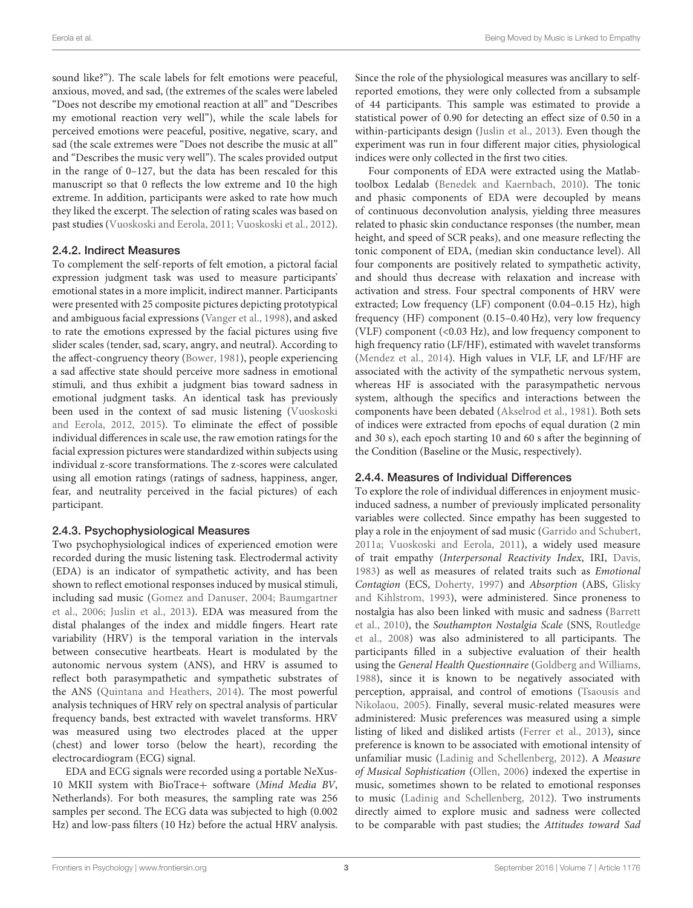sound like?"). The scale labels for felt emotions were peaceful, anxious, moved, and sad, (the extremes of the scales were labeled "Does not describe my emotional reaction at all" and "Describes my emotional reaction very well"), while the scale labels for perceived emotions were peaceful, positive, negative, scary, and sad (the scale extremes were "Does not describe the music at all" and "Describes the music very well"). The scales provided output in the range of 0–127, but the data has been rescaled for this manuscript so that 0 reflects the low extreme and 10 the high extreme. In addition, participants were asked to rate how much they liked the excerpt. The selection of rating scales was based on past studies (Vuoskoski and Eerola, 2011; Vuoskoski et al., 2012).

### 2.4.2. Indirect Measures

To complement the self-reports of felt emotion, a pictoral facial expression judgment task was used to measure participants' emotional states in a more implicit, indirect manner. Participants were presented with 25 composite pictures depicting prototypical and ambiguous facial expressions (Vanger et al., 1998), and asked to rate the emotions expressed by the facial pictures using five slider scales (tender, sad, scary, angry, and neutral). According to the affect-congruency theory (Bower, 1981), people experiencing a sad affective state should perceive more sadness in emotional stimuli, and thus exhibit a judgment bias toward sadness in emotional judgment tasks. An identical task has previously been used in the context of sad music listening (Vuoskoski and Eerola, 2012, 2015). To eliminate the effect of possible individual differences in scale use, the raw emotion ratings for the facial expression pictures were standardized within subjects using individual z-score transformations. The z-scores were calculated using all emotion ratings (ratings of sadness, happiness, anger, fear, and neutrality perceived in the facial pictures) of each participant.

### 2.4.3. Psychophysiological Measures

Two psychophysiological indices of experienced emotion were recorded during the music listening task. Electrodermal activity (EDA) is an indicator of sympathetic activity, and has been shown to reflect emotional responses induced by musical stimuli, including sad music (Gomez and Danuser, 2004; Baumgartner et al., 2006; Juslin et al., 2013). EDA was measured from the distal phalanges of the index and middle fingers. Heart rate variability (HRV) is the temporal variation in the intervals between consecutive heartbeats. Heart is modulated by the autonomic nervous system (ANS), and HRV is assumed to reflect both parasympathetic and sympathetic substrates of the ANS (Quintana and Heathers, 2014). The most powerful analysis techniques of HRV rely on spectral analysis of particular frequency bands, best extracted with wavelet transforms. HRV was measured using two electrodes placed at the upper (chest) and lower torso (below the heart), recording the electrocardiogram (ECG) signal.

EDA and ECG signals were recorded using a portable NeXus-10 MKII system with BioTrace+ software (*Mind Media BV*, Netherlands). For both measures, the sampling rate was 256 samples per second. The ECG data was subjected to high (0.002 Hz) and low-pass filters (10 Hz) before the actual HRV analysis. Since the role of the physiological measures was ancillary to self-reported emotions, they were only collected from a subsample of 44 participants. This sample was estimated to provide a statistical power of 0.90 for detecting an effect size of 0.50 in a within-participants design (Juslin et al., 2013). Even though the experiment was run in four different major cities, physiological indices were only collected in the first two cities.

Four components of EDA were extracted using the Matlab-toolbox Ledalab (Benedek and Kaernbach, 2010). The tonic and phasic components of EDA were decoupled by means of continuous deconvolution analysis, yielding three measures related to phasic skin conductance responses (the number, mean height, and speed of SCR peaks), and one measure reflecting the tonic component of EDA, (median skin conductance level). All four components are positively related to sympathetic activity, and should thus decrease with relaxation and increase with activation and stress. Four spectral components of HRV were extracted; Low frequency (LF) component (0.04–0.15 Hz), high frequency (HF) component (0.15–0.40 Hz), very low frequency (VLF) component (<0.03 Hz), and low frequency component to high frequency ratio (LF/HF), estimated with wavelet transforms (Mendez et al., 2014). High values in VLF, LF, and LF/HF are associated with the activity of the sympathetic nervous system, whereas HF is associated with the parasympathetic nervous system, although the specifics and interactions between the components have been debated (Akselrod et al., 1981). Both sets of indices were extracted from epochs of equal duration (2 min and 30 s), each epoch starting 10 and 60 s after the beginning of the Condition (Baseline or the Music, respectively).

### 2.4.4. Measures of Individual Differences

To explore the role of individual differences in enjoyment music-induced sadness, a number of previously implicated personality variables were collected. Since empathy has been suggested to play a role in the enjoyment of sad music (Garrido and Schubert, 2011a; Vuoskoski and Eerola, 2011), a widely used measure of trait empathy (*Interpersonal Reactivity Index*, IRI, Davis, 1983) as well as measures of related traits such as *Emotional Contagion* (ECS, Doherty, 1997) and *Absorption* (ABS, Glisky and Kihlstrom, 1993), were administered. Since proneness to nostalgia has also been linked with music and sadness (Barrett et al., 2010), the *Southampton Nostalgia Scale* (SNS, Routledge et al., 2008) was also administered to all participants. The participants filled in a subjective evaluation of their health using the *General Health Questionnaire* (Goldberg and Williams, 1988), since it is known to be negatively associated with perception, appraisal, and control of emotions (Tsaousis and Nikolaou, 2005). Finally, several music-related measures were administered: Music preferences was measured using a simple listing of liked and disliked artists (Ferrer et al., 2013), since preference is known to be associated with emotional intensity of unfamiliar music (Ladinig and Schellenberg, 2012). A *Measure of Musical Sophistication* (Ollen, 2006) indexed the expertise in music, sometimes shown to be related to emotional responses to music (Ladinig and Schellenberg, 2012). Two instruments directly aimed to explore music and sadness were collected to be comparable with past studies; the *Attitudes toward Sad*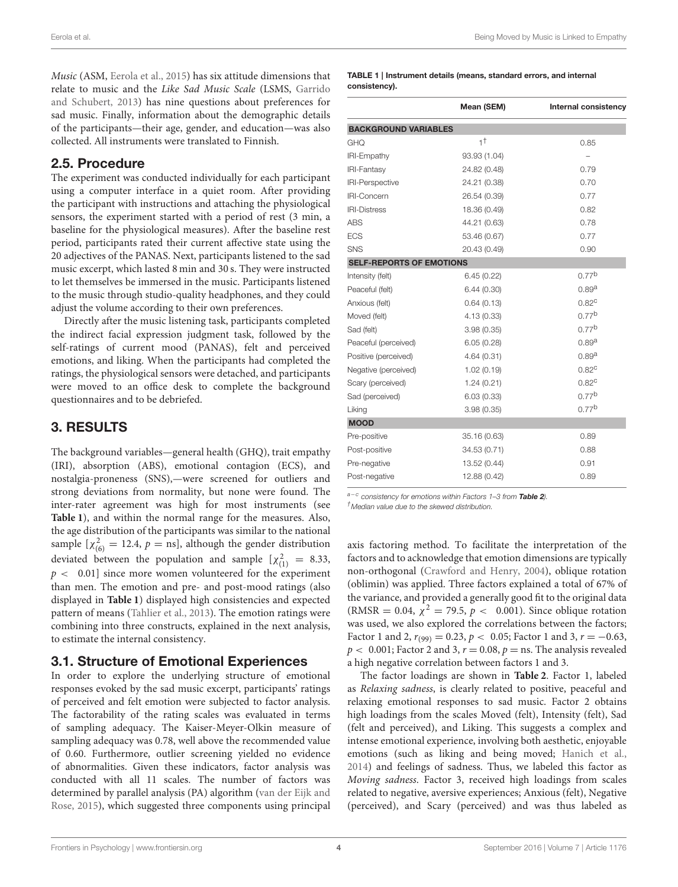*Music* (ASM, Eerola et al., 2015) has six attitude dimensions that relate to music and the *Like Sad Music Scale* (LSMS, Garrido and Schubert, 2013) has nine questions about preferences for sad music. Finally, information about the demographic details of the participants—their age, gender, and education—was also collected. All instruments were translated to Finnish.

## 2.5. Procedure

The experiment was conducted individually for each participant using a computer interface in a quiet room. After providing the participant with instructions and attaching the physiological sensors, the experiment started with a period of rest (3 min, a baseline for the physiological measures). After the baseline rest period, participants rated their current affective state using the 20 adjectives of the PANAS. Next, participants listened to the sad music excerpt, which lasted 8 min and 30 s. They were instructed to let themselves be immersed in the music. Participants listened to the music through studio-quality headphones, and they could adjust the volume according to their own preferences.

Directly after the music listening task, participants completed the indirect facial expression judgment task, followed by the self-ratings of current mood (PANAS), felt and perceived emotions, and liking. When the participants had completed the ratings, the physiological sensors were detached, and participants were moved to an office desk to complete the background questionnaires and to be debriefed.

# 3. RESULTS

The background variables—general health (GHQ), trait empathy (IRI), absorption (ABS), emotional contagion (ECS), and nostalgia-proneness (SNS),—were screened for outliers and strong deviations from normality, but none were found. The inter-rater agreement was high for most instruments (see **Table 1**), and within the normal range for the measures. Also, the age distribution of the participants was similar to the national sample [$\chi^2_{(6)} = 12.4$, $p$ = ns], although the gender distribution deviated between the population and sample [$\chi^2_{(1)} = 8.33$, $p < 0.01$] since more women volunteered for the experiment than men. The emotion and pre- and post-mood ratings (also displayed in **Table 1**) displayed high consistencies and expected pattern of means (Tahlier et al., 2013). The emotion ratings were combining into three constructs, explained in the next analysis, to estimate the internal consistency.

**TABLE 1 | Instrument details (means, standard errors, and internal consistency).**

| | Mean (SEM) | Internal consistency |
|---|---|---|
| **BACKGROUND VARIABLES** | | |
| GHQ | 1[†] | 0.85 |
| IRI-Empathy | 93.93 (1.04) | – |
| IRI-Fantasy | 24.82 (0.48) | 0.79 |
| IRI-Perspective | 24.21 (0.38) | 0.70 |
| IRI-Concern | 26.54 (0.39) | 0.77 |
| IRI-Distress | 18.36 (0.49) | 0.82 |
| ABS | 44.21 (0.63) | 0.78 |
| ECS | 53.46 (0.67) | 0.77 |
| SNS | 20.43 (0.49) | 0.90 |
| **SELF-REPORTS OF EMOTIONS** | | |
| Intensity (felt) | 6.45 (0.22) | 0.77[b] |
| Peaceful (felt) | 6.44 (0.30) | 0.89[a] |
| Anxious (felt) | 0.64 (0.13) | 0.82[c] |
| Moved (felt) | 4.13 (0.33) | 0.77[b] |
| Sad (felt) | 3.98 (0.35) | 0.77[b] |
| Peaceful (perceived) | 6.05 (0.28) | 0.89[a] |
| Positive (perceived) | 4.64 (0.31) | 0.89[a] |
| Negative (perceived) | 1.02 (0.19) | 0.82[c] |
| Scary (perceived) | 1.24 (0.21) | 0.82[c] |
| Sad (perceived) | 6.03 (0.33) | 0.77[b] |
| Liking | 3.98 (0.35) | 0.77[b] |
| **MOOD** | | |
| Pre-positive | 35.16 (0.63) | 0.89 |
| Post-positive | 34.53 (0.71) | 0.88 |
| Pre-negative | 13.52 (0.44) | 0.91 |
| Post-negative | 12.88 (0.42) | 0.89 |

[a–c] *consistency for emotions within Factors 1–3 from* ***Table 2****).*
[†] *Median value due to the skewed distribution.*

## 3.1. Structure of Emotional Experiences

In order to explore the underlying structure of emotional responses evoked by the sad music excerpt, participants' ratings of perceived and felt emotion were subjected to factor analysis. The factorability of the rating scales was evaluated in terms of sampling adequacy. The Kaiser-Meyer-Olkin measure of sampling adequacy was 0.78, well above the recommended value of 0.60. Furthermore, outlier screening yielded no evidence of abnormalities. Given these indicators, factor analysis was conducted with all 11 scales. The number of factors was determined by parallel analysis (PA) algorithm (van der Eijk and Rose, 2015), which suggested three components using principal axis factoring method. To facilitate the interpretation of the factors and to acknowledge that emotion dimensions are typically non-orthogonal (Crawford and Henry, 2004), oblique rotation (oblimin) was applied. Three factors explained a total of 67% of the variance, and provided a generally good fit to the original data (RMSR = 0.04, $\chi^2 = 79.5$, $p < 0.001$). Since oblique rotation was used, we also explored the correlations between the factors; Factor 1 and 2, $r_{(99)} = 0.23$, $p < 0.05$; Factor 1 and 3, $r = -0.63$, $p < 0.001$; Factor 2 and 3, $r = 0.08$, $p$ = ns. The analysis revealed a high negative correlation between factors 1 and 3.

The factor loadings are shown in **Table 2**. Factor 1, labeled as *Relaxing sadness*, is clearly related to positive, peaceful and relaxing emotional responses to sad music. Factor 2 obtains high loadings from the scales Moved (felt), Intensity (felt), Sad (felt and perceived), and Liking. This suggests a complex and intense emotional experience, involving both aesthetic, enjoyable emotions (such as liking and being moved; Hanich et al., 2014) and feelings of sadness. Thus, we labeled this factor as *Moving sadness*. Factor 3, received high loadings from scales related to negative, aversive experiences; Anxious (felt), Negative (perceived), and Scary (perceived) and was thus labeled as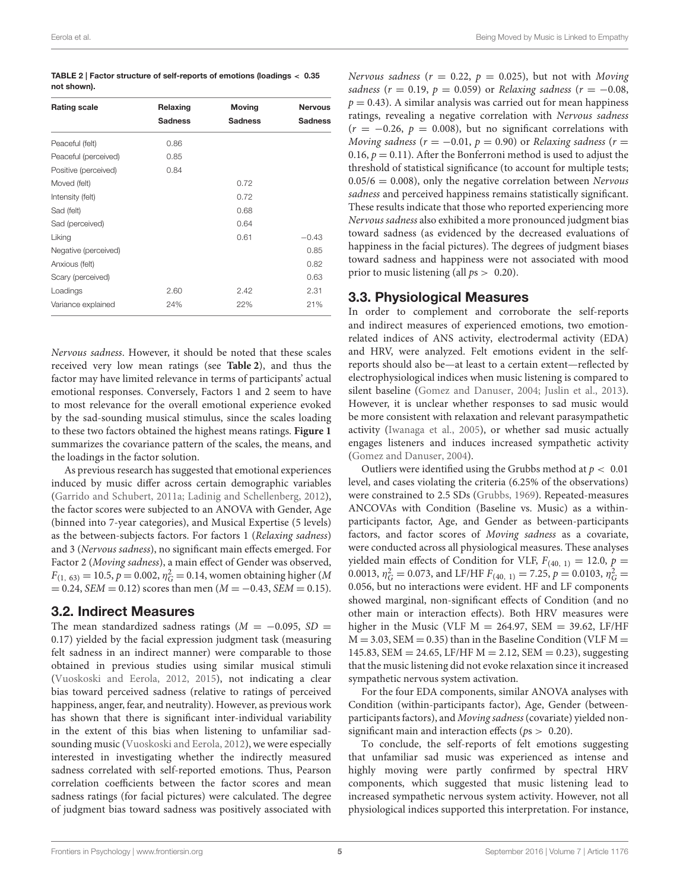**TABLE 2 | Factor structure of self-reports of emotions (loadings < 0.35 not shown).**

| Rating scale | Relaxing Sadness | Moving Sadness | Nervous Sadness |
|---|---|---|---|
| Peaceful (felt) | 0.86 | | |
| Peaceful (perceived) | 0.85 | | |
| Positive (perceived) | 0.84 | | |
| Moved (felt) | | 0.72 | |
| Intensity (felt) | | 0.72 | |
| Sad (felt) | | 0.68 | |
| Sad (perceived) | | 0.64 | |
| Liking | | 0.61 | −0.43 |
| Negative (perceived) | | | 0.85 |
| Anxious (felt) | | | 0.82 |
| Scary (perceived) | | | 0.63 |
| Loadings | 2.60 | 2.42 | 2.31 |
| Variance explained | 24% | 22% | 21% |

*Nervous sadness*. However, it should be noted that these scales received very low mean ratings (see **Table 2**), and thus the factor may have limited relevance in terms of participants' actual emotional responses. Conversely, Factors 1 and 2 seem to have to most relevance for the overall emotional experience evoked by the sad-sounding musical stimulus, since the scales loading to these two factors obtained the highest means ratings. **Figure 1** summarizes the covariance pattern of the scales, the means, and the loadings in the factor solution.

As previous research has suggested that emotional experiences induced by music differ across certain demographic variables (Garrido and Schubert, 2011a; Ladinig and Schellenberg, 2012), the factor scores were subjected to an ANOVA with Gender, Age (binned into 7-year categories), and Musical Expertise (5 levels) as the between-subjects factors. For factors 1 (*Relaxing sadness*) and 3 (*Nervous sadness*), no significant main effects emerged. For Factor 2 (*Moving sadness*), a main effect of Gender was observed, $F_{(1,\ 63)} = 10.5$, $p = 0.002$, $\eta^2_G = 0.14$, women obtaining higher ($M = 0.24$, $SEM = 0.12$) scores than men ($M = -0.43$, $SEM = 0.15$).

## 3.2. Indirect Measures

The mean standardized sadness ratings ($M = -0.095$, $SD = 0.17$) yielded by the facial expression judgment task (measuring felt sadness in an indirect manner) were comparable to those obtained in previous studies using similar musical stimuli (Vuoskoski and Eerola, 2012, 2015), not indicating a clear bias toward perceived sadness (relative to ratings of perceived happiness, anger, fear, and neutrality). However, as previous work has shown that there is significant inter-individual variability in the extent of this bias when listening to unfamiliar sad-sounding music (Vuoskoski and Eerola, 2012), we were especially interested in investigating whether the indirectly measured sadness correlated with self-reported emotions. Thus, Pearson correlation coefficients between the factor scores and mean sadness ratings (for facial pictures) were calculated. The degree of judgment bias toward sadness was positively associated with *Nervous sadness* ($r = 0.22$, $p = 0.025$), but not with *Moving sadness* ($r = 0.19$, $p = 0.059$) or *Relaxing sadness* ($r = -0.08$, $p = 0.43$). A similar analysis was carried out for mean happiness ratings, revealing a negative correlation with *Nervous sadness* ($r = -0.26$, $p = 0.008$), but no significant correlations with *Moving sadness* ($r = -0.01$, $p = 0.90$) or *Relaxing sadness* ($r = 0.16$, $p = 0.11$). After the Bonferroni method is used to adjust the threshold of statistical significance (to account for multiple tests; $0.05/6 = 0.008$), only the negative correlation between *Nervous sadness* and perceived happiness remains statistically significant. These results indicate that those who reported experiencing more *Nervous sadness* also exhibited a more pronounced judgment bias toward sadness (as evidenced by the decreased evaluations of happiness in the facial pictures). The degrees of judgment biases toward sadness and happiness were not associated with mood prior to music listening (all $ps > 0.20$).

## 3.3. Physiological Measures

In order to complement and corroborate the self-reports and indirect measures of experienced emotions, two emotion-related indices of ANS activity, electrodermal activity (EDA) and HRV, were analyzed. Felt emotions evident in the self-reports should also be—at least to a certain extent—reflected by electrophysiological indices when music listening is compared to silent baseline (Gomez and Danuser, 2004; Juslin et al., 2013). However, it is unclear whether responses to sad music would be more consistent with relaxation and relevant parasympathetic activity (Iwanaga et al., 2005), or whether sad music actually engages listeners and induces increased sympathetic activity (Gomez and Danuser, 2004).

Outliers were identified using the Grubbs method at $p < 0.01$ level, and cases violating the criteria (6.25% of the observations) were constrained to 2.5 SDs (Grubbs, 1969). Repeated-measures ANCOVAs with Condition (Baseline vs. Music) as a within-participants factor, Age, and Gender as between-participants factors, and factor scores of *Moving sadness* as a covariate, were conducted across all physiological measures. These analyses yielded main effects of Condition for VLF, $F_{(40,\ 1)} = 12.0$, $p = 0.0013$, $\eta^2_G = 0.073$, and LF/HF $F_{(40,\ 1)} = 7.25$, $p = 0.0103$, $\eta^2_G = 0.056$, but no interactions were evident. HF and LF components showed marginal, non-significant effects of Condition (and no other main or interaction effects). Both HRV measures were higher in the Music (VLF M = 264.97, SEM = 39.62, LF/HF M = 3.03, SEM = 0.35) than in the Baseline Condition (VLF M = 145.83, SEM = 24.65, LF/HF M = 2.12, SEM = 0.23), suggesting that the music listening did not evoke relaxation since it increased sympathetic nervous system activation.

For the four EDA components, similar ANOVA analyses with Condition (within-participants factor), Age, Gender (between-participants factors), and *Moving sadness* (covariate) yielded non-significant main and interaction effects ($ps > 0.20$).

To conclude, the self-reports of felt emotions suggesting that unfamiliar sad music was experienced as intense and highly moving were partly confirmed by spectral HRV components, which suggested that music listening lead to increased sympathetic nervous system activity. However, not all physiological indices supported this interpretation. For instance,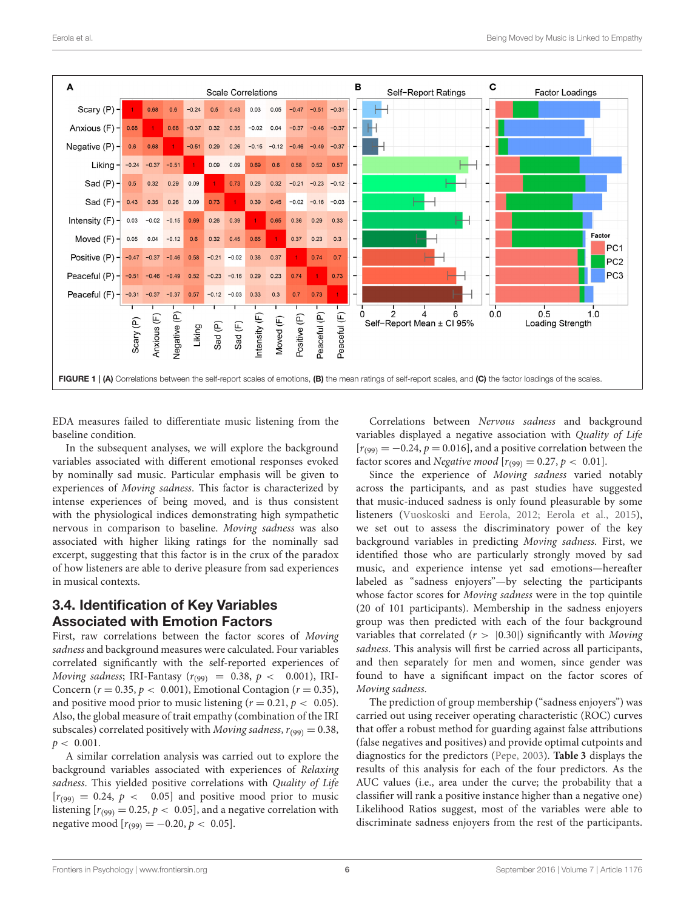FIGURE 1 | **(A)** Correlations between the self-report scales of emotions, **(B)** the mean ratings of self-report scales, and **(C)** the factor loadings of the scales.

EDA measures failed to differentiate music listening from the baseline condition.

In the subsequent analyses, we will explore the background variables associated with different emotional responses evoked by nominally sad music. Particular emphasis will be given to experiences of *Moving sadness*. This factor is characterized by intense experiences of being moved, and is thus consistent with the physiological indices demonstrating high sympathetic nervous in comparison to baseline. *Moving sadness* was also associated with higher liking ratings for the nominally sad excerpt, suggesting that this factor is in the crux of the paradox of how listeners are able to derive pleasure from sad experiences in musical contexts.

## 3.4. Identification of Key Variables Associated with Emotion Factors

First, raw correlations between the factor scores of *Moving sadness* and background measures were calculated. Four variables correlated significantly with the self-reported experiences of *Moving sadness*; IRI-Fantasy ($r_{(99)} = 0.38$, $p < 0.001$), IRI-Concern ($r = 0.35$, $p < 0.001$), Emotional Contagion ($r = 0.35$), and positive mood prior to music listening ($r = 0.21$, $p < 0.05$). Also, the global measure of trait empathy (combination of the IRI subscales) correlated positively with *Moving sadness*, $r_{(99)} = 0.38$, $p < 0.001$.

A similar correlation analysis was carried out to explore the background variables associated with experiences of *Relaxing sadness*. This yielded positive correlations with *Quality of Life* [$r_{(99)} = 0.24$, $p < 0.05$] and positive mood prior to music listening [$r_{(99)} = 0.25$, $p < 0.05$], and a negative correlation with negative mood [$r_{(99)} = -0.20$, $p < 0.05$].

Correlations between *Nervous sadness* and background variables displayed a negative association with *Quality of Life* [$r_{(99)} = -0.24$, $p = 0.016$], and a positive correlation between the factor scores and *Negative mood* [$r_{(99)} = 0.27$, $p < 0.01$].

Since the experience of *Moving sadness* varied notably across the participants, and as past studies have suggested that music-induced sadness is only found pleasurable by some listeners (Vuoskoski and Eerola, 2012; Eerola et al., 2015), we set out to assess the discriminatory power of the key background variables in predicting *Moving sadness*. First, we identified those who are particularly strongly moved by sad music, and experience intense yet sad emotions—hereafter labeled as "sadness enjoyers"—by selecting the participants whose factor scores for *Moving sadness* were in the top quintile (20 of 101 participants). Membership in the sadness enjoyers group was then predicted with each of the four background variables that correlated ($r > |0.30|$) significantly with *Moving sadness*. This analysis will first be carried out across all participants, and then separately for men and women, since gender was found to have a significant impact on the factor scores of *Moving sadness*.

The prediction of group membership ("sadness enjoyers") was carried out using receiver operating characteristic (ROC) curves that offer a robust method for guarding against false attributions (false negatives and positives) and provide optimal cutpoints and diagnostics for the predictors (Pepe, 2003). **Table 3** displays the results of this analysis for each of the four predictors. As the AUC values (i.e., area under the curve; the probability that a classifier will rank a positive instance higher than a negative one) Likelihood Ratios suggest, most of the variables were able to discriminate sadness enjoyers from the rest of the participants.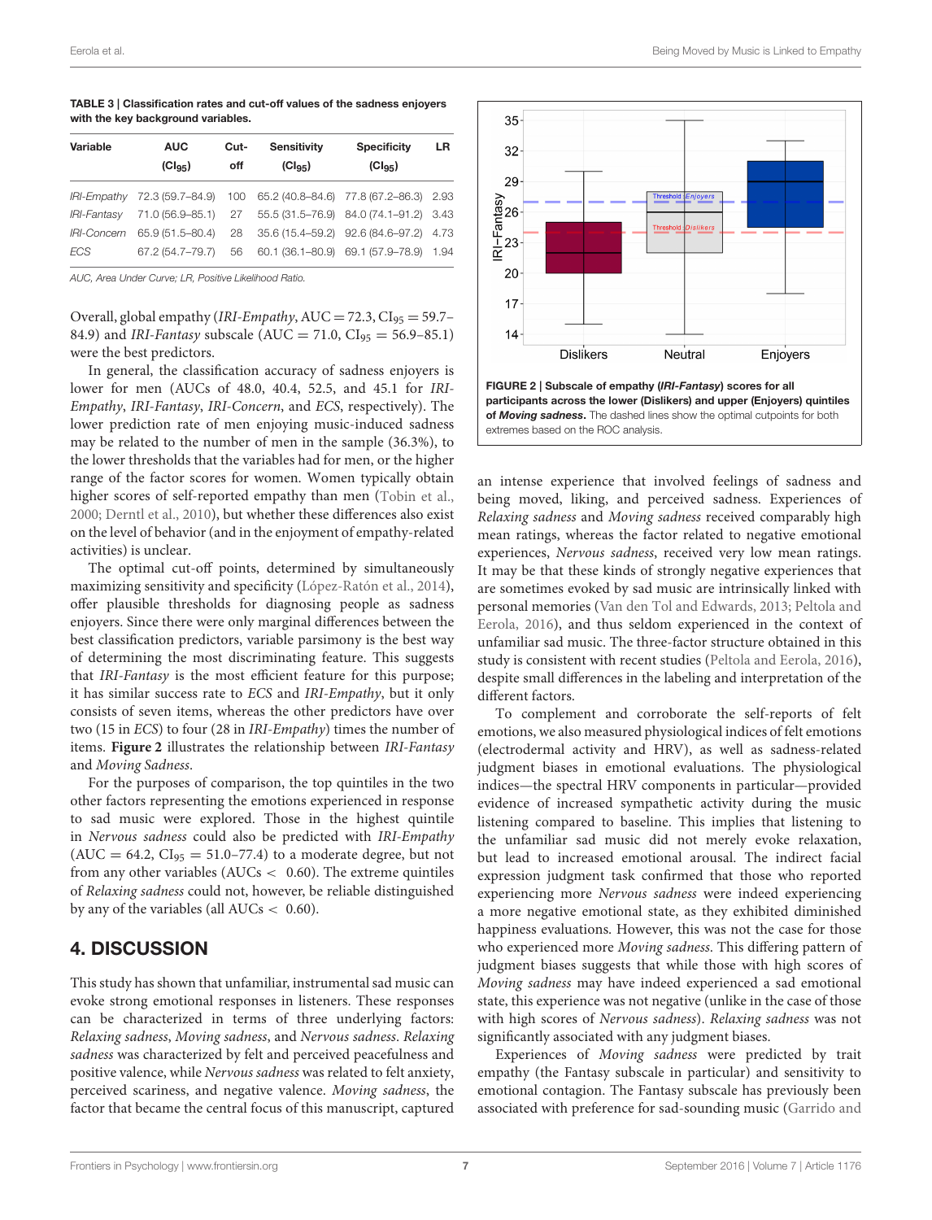**TABLE 3 | Classification rates and cut-off values of the sadness enjoyers with the key background variables.**

| Variable | AUC ($CI_{95}$) | Cut-off | Sensitivity ($CI_{95}$) | Specificity ($CI_{95}$) | LR |
|---|---|---|---|---|---|
| *IRI-Empathy* | 72.3 (59.7–84.9) | 100 | 65.2 (40.8–84.6) | 77.8 (67.2–86.3) | 2.93 |
| *IRI-Fantasy* | 71.0 (56.9–85.1) | 27 | 55.5 (31.5–76.9) | 84.0 (74.1–91.2) | 3.43 |
| *IRI-Concern* | 65.9 (51.5–80.4) | 28 | 35.6 (15.4–59.2) | 92.6 (84.6–97.2) | 4.73 |
| *ECS* | 67.2 (54.7–79.7) | 56 | 60.1 (36.1–80.9) | 69.1 (57.9–78.9) | 1.94 |

*AUC, Area Under Curve; LR, Positive Likelihood Ratio.*

Overall, global empathy (*IRI-Empathy*, AUC = 72.3, $CI_{95}$ = 59.7–84.9) and *IRI-Fantasy* subscale (AUC = 71.0, $CI_{95}$ = 56.9–85.1) were the best predictors.

In general, the classification accuracy of sadness enjoyers is lower for men (AUCs of 48.0, 40.4, 52.5, and 45.1 for *IRI-Empathy*, *IRI-Fantasy*, *IRI-Concern*, and *ECS*, respectively). The lower prediction rate of men enjoying music-induced sadness may be related to the number of men in the sample (36.3%), to the lower thresholds that the variables had for men, or the higher range of the factor scores for women. Women typically obtain higher scores of self-reported empathy than men (Tobin et al., 2000; Derntl et al., 2010), but whether these differences also exist on the level of behavior (and in the enjoyment of empathy-related activities) is unclear.

The optimal cut-off points, determined by simultaneously maximizing sensitivity and specificity (López-Ratón et al., 2014), offer plausible thresholds for diagnosing people as sadness enjoyers. Since there were only marginal differences between the best classification predictors, variable parsimony is the best way of determining the most discriminating feature. This suggests that *IRI-Fantasy* is the most efficient feature for this purpose; it has similar success rate to *ECS* and *IRI-Empathy*, but it only consists of seven items, whereas the other predictors have over two (15 in *ECS*) to four (28 in *IRI-Empathy*) times the number of items. **Figure 2** illustrates the relationship between *IRI-Fantasy* and *Moving Sadness*.

For the purposes of comparison, the top quintiles in the two other factors representing the emotions experienced in response to sad music were explored. Those in the highest quintile in *Nervous sadness* could also be predicted with *IRI-Empathy* (AUC = 64.2, $CI_{95}$ = 51.0–77.4) to a moderate degree, but not from any other variables (AUCs < 0.60). The extreme quintiles of *Relaxing sadness* could not, however, be reliable distinguished by any of the variables (all AUCs < 0.60).

**FIGURE 2 | Subscale of empathy (*IRI-Fantasy*) scores for all participants across the lower (Dislikers) and upper (Enjoyers) quintiles of *Moving sadness*.** The dashed lines show the optimal cutpoints for both extremes based on the ROC analysis.

## 4. DISCUSSION

This study has shown that unfamiliar, instrumental sad music can evoke strong emotional responses in listeners. These responses can be characterized in terms of three underlying factors: *Relaxing sadness*, *Moving sadness*, and *Nervous sadness*. *Relaxing sadness* was characterized by felt and perceived peacefulness and positive valence, while *Nervous sadness* was related to felt anxiety, perceived scariness, and negative valence. *Moving sadness*, the factor that became the central focus of this manuscript, captured an intense experience that involved feelings of sadness and being moved, liking, and perceived sadness. Experiences of *Relaxing sadness* and *Moving sadness* received comparably high mean ratings, whereas the factor related to negative emotional experiences, *Nervous sadness*, received very low mean ratings. It may be that these kinds of strongly negative experiences that are sometimes evoked by sad music are intrinsically linked with personal memories (Van den Tol and Edwards, 2013; Peltola and Eerola, 2016), and thus seldom experienced in the context of unfamiliar sad music. The three-factor structure obtained in this study is consistent with recent studies (Peltola and Eerola, 2016), despite small differences in the labeling and interpretation of the different factors.

To complement and corroborate the self-reports of felt emotions, we also measured physiological indices of felt emotions (electrodermal activity and HRV), as well as sadness-related judgment biases in emotional evaluations. The physiological indices—the spectral HRV components in particular—provided evidence of increased sympathetic activity during the music listening compared to baseline. This implies that listening to the unfamiliar sad music did not merely evoke relaxation, but lead to increased emotional arousal. The indirect facial expression judgment task confirmed that those who reported experiencing more *Nervous sadness* were indeed experiencing a more negative emotional state, as they exhibited diminished happiness evaluations. However, this was not the case for those who experienced more *Moving sadness*. This differing pattern of judgment biases suggests that while those with high scores of *Moving sadness* may have indeed experienced a sad emotional state, this experience was not negative (unlike in the case of those with high scores of *Nervous sadness*). *Relaxing sadness* was not significantly associated with any judgment biases.

Experiences of *Moving sadness* were predicted by trait empathy (the Fantasy subscale in particular) and sensitivity to emotional contagion. The Fantasy subscale has previously been associated with preference for sad-sounding music (Garrido and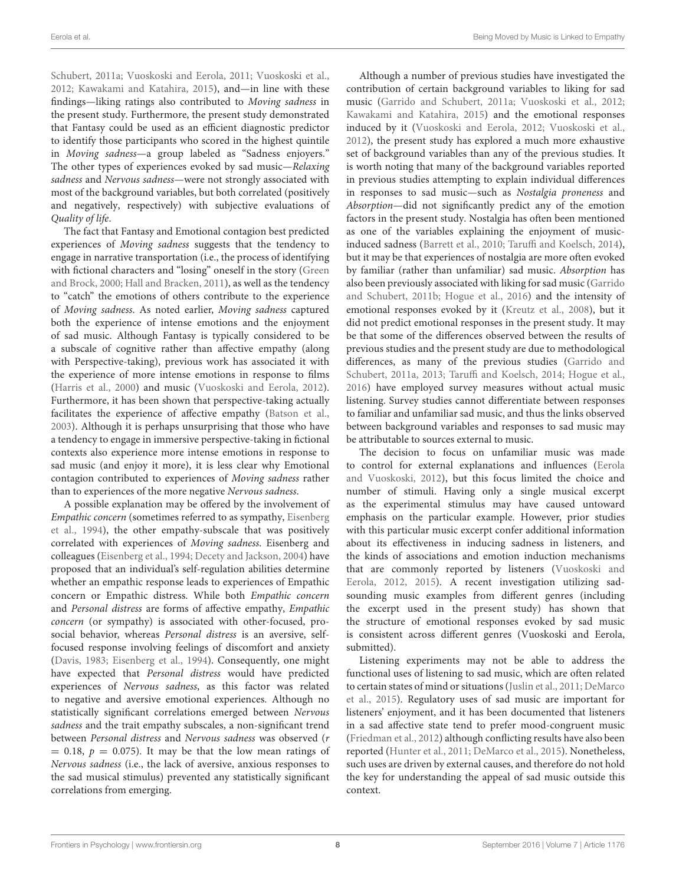Schubert, 2011a; Vuoskoski and Eerola, 2011; Vuoskoski et al., 2012; Kawakami and Katahira, 2015), and—in line with these findings—liking ratings also contributed to *Moving sadness* in the present study. Furthermore, the present study demonstrated that Fantasy could be used as an efficient diagnostic predictor to identify those participants who scored in the highest quintile in *Moving sadness*—a group labeled as "Sadness enjoyers." The other types of experiences evoked by sad music—*Relaxing sadness* and *Nervous sadness*—were not strongly associated with most of the background variables, but both correlated (positively and negatively, respectively) with subjective evaluations of *Quality of life*.

The fact that Fantasy and Emotional contagion best predicted experiences of *Moving sadness* suggests that the tendency to engage in narrative transportation (i.e., the process of identifying with fictional characters and "losing" oneself in the story (Green and Brock, 2000; Hall and Bracken, 2011), as well as the tendency to "catch" the emotions of others contribute to the experience of *Moving sadness*. As noted earlier, *Moving sadness* captured both the experience of intense emotions and the enjoyment of sad music. Although Fantasy is typically considered to be a subscale of cognitive rather than affective empathy (along with Perspective-taking), previous work has associated it with the experience of more intense emotions in response to films (Harris et al., 2000) and music (Vuoskoski and Eerola, 2012). Furthermore, it has been shown that perspective-taking actually facilitates the experience of affective empathy (Batson et al., 2003). Although it is perhaps unsurprising that those who have a tendency to engage in immersive perspective-taking in fictional contexts also experience more intense emotions in response to sad music (and enjoy it more), it is less clear why Emotional contagion contributed to experiences of *Moving sadness* rather than to experiences of the more negative *Nervous sadness*.

A possible explanation may be offered by the involvement of *Empathic concern* (sometimes referred to as sympathy, Eisenberg et al., 1994), the other empathy-subscale that was positively correlated with experiences of *Moving sadness*. Eisenberg and colleagues (Eisenberg et al., 1994; Decety and Jackson, 2004) have proposed that an individual's self-regulation abilities determine whether an empathic response leads to experiences of Empathic concern or Empathic distress. While both *Empathic concern* and *Personal distress* are forms of affective empathy, *Empathic concern* (or sympathy) is associated with other-focused, pro-social behavior, whereas *Personal distress* is an aversive, self-focused response involving feelings of discomfort and anxiety (Davis, 1983; Eisenberg et al., 1994). Consequently, one might have expected that *Personal distress* would have predicted experiences of *Nervous sadness*, as this factor was related to negative and aversive emotional experiences. Although no statistically significant correlations emerged between *Nervous sadness* and the trait empathy subscales, a non-significant trend between *Personal distress* and *Nervous sadness* was observed ($r = 0.18$, $p = 0.075$). It may be that the low mean ratings of *Nervous sadness* (i.e., the lack of aversive, anxious responses to the sad musical stimulus) prevented any statistically significant correlations from emerging.

Although a number of previous studies have investigated the contribution of certain background variables to liking for sad music (Garrido and Schubert, 2011a; Vuoskoski et al., 2012; Kawakami and Katahira, 2015) and the emotional responses induced by it (Vuoskoski and Eerola, 2012; Vuoskoski et al., 2012), the present study has explored a much more exhaustive set of background variables than any of the previous studies. It is worth noting that many of the background variables reported in previous studies attempting to explain individual differences in responses to sad music—such as *Nostalgia proneness* and *Absorption*—did not significantly predict any of the emotion factors in the present study. Nostalgia has often been mentioned as one of the variables explaining the enjoyment of music-induced sadness (Barrett et al., 2010; Taruffi and Koelsch, 2014), but it may be that experiences of nostalgia are more often evoked by familiar (rather than unfamiliar) sad music. *Absorption* has also been previously associated with liking for sad music (Garrido and Schubert, 2011b; Hogue et al., 2016) and the intensity of emotional responses evoked by it (Kreutz et al., 2008), but it did not predict emotional responses in the present study. It may be that some of the differences observed between the results of previous studies and the present study are due to methodological differences, as many of the previous studies (Garrido and Schubert, 2011a, 2013; Taruffi and Koelsch, 2014; Hogue et al., 2016) have employed survey measures without actual music listening. Survey studies cannot differentiate between responses to familiar and unfamiliar sad music, and thus the links observed between background variables and responses to sad music may be attributable to sources external to music.

The decision to focus on unfamiliar music was made to control for external explanations and influences (Eerola and Vuoskoski, 2012), but this focus limited the choice and number of stimuli. Having only a single musical excerpt as the experimental stimulus may have caused untoward emphasis on the particular example. However, prior studies with this particular music excerpt confer additional information about its effectiveness in inducing sadness in listeners, and the kinds of associations and emotion induction mechanisms that are commonly reported by listeners (Vuoskoski and Eerola, 2012, 2015). A recent investigation utilizing sad-sounding music examples from different genres (including the excerpt used in the present study) has shown that the structure of emotional responses evoked by sad music is consistent across different genres (Vuoskoski and Eerola, submitted).

Listening experiments may not be able to address the functional uses of listening to sad music, which are often related to certain states of mind or situations (Juslin et al., 2011; DeMarco et al., 2015). Regulatory uses of sad music are important for listeners' enjoyment, and it has been documented that listeners in a sad affective state tend to prefer mood-congruent music (Friedman et al., 2012) although conflicting results have also been reported (Hunter et al., 2011; DeMarco et al., 2015). Nonetheless, such uses are driven by external causes, and therefore do not hold the key for understanding the appeal of sad music outside this context.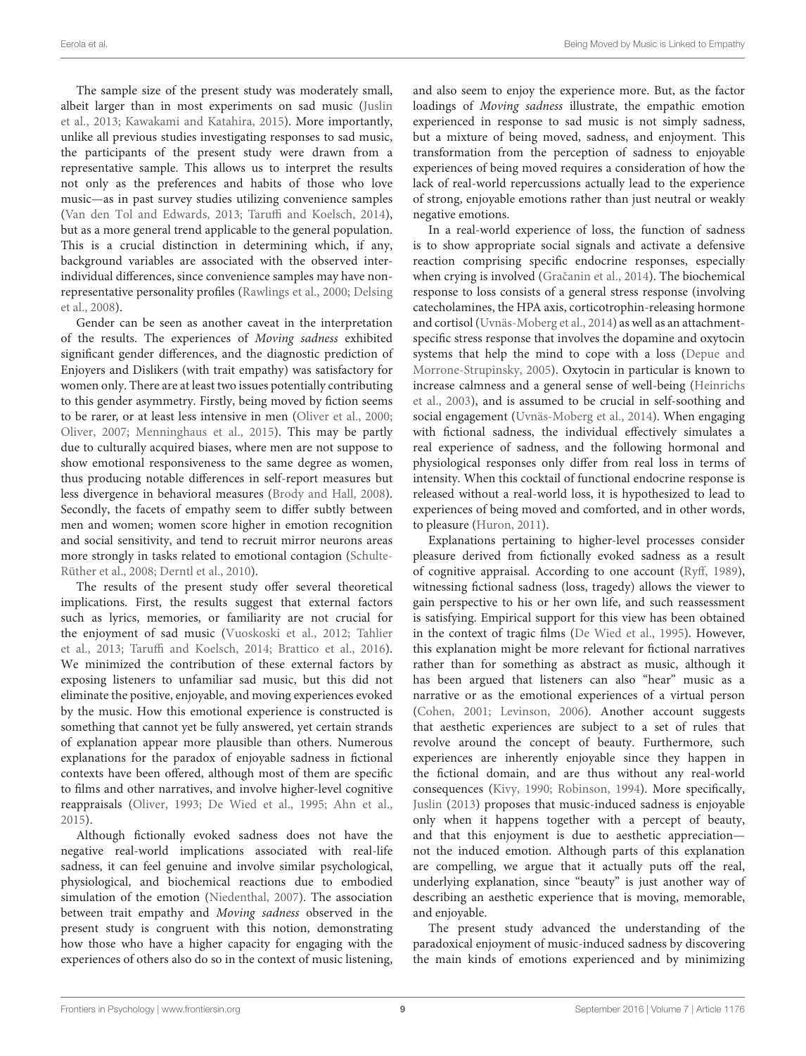The sample size of the present study was moderately small, albeit larger than in most experiments on sad music (Juslin et al., 2013; Kawakami and Katahira, 2015). More importantly, unlike all previous studies investigating responses to sad music, the participants of the present study were drawn from a representative sample. This allows us to interpret the results not only as the preferences and habits of those who love music—as in past survey studies utilizing convenience samples (Van den Tol and Edwards, 2013; Taruffi and Koelsch, 2014), but as a more general trend applicable to the general population. This is a crucial distinction in determining which, if any, background variables are associated with the observed inter-individual differences, since convenience samples may have non-representative personality profiles (Rawlings et al., 2000; Delsing et al., 2008).

Gender can be seen as another caveat in the interpretation of the results. The experiences of *Moving sadness* exhibited significant gender differences, and the diagnostic prediction of Enjoyers and Dislikers (with trait empathy) was satisfactory for women only. There are at least two issues potentially contributing to this gender asymmetry. Firstly, being moved by fiction seems to be rarer, or at least less intensive in men (Oliver et al., 2000; Oliver, 2007; Menninghaus et al., 2015). This may be partly due to culturally acquired biases, where men are not suppose to show emotional responsiveness to the same degree as women, thus producing notable differences in self-report measures but less divergence in behavioral measures (Brody and Hall, 2008). Secondly, the facets of empathy seem to differ subtly between men and women; women score higher in emotion recognition and social sensitivity, and tend to recruit mirror neurons areas more strongly in tasks related to emotional contagion (Schulte-Rüther et al., 2008; Derntl et al., 2010).

The results of the present study offer several theoretical implications. First, the results suggest that external factors such as lyrics, memories, or familiarity are not crucial for the enjoyment of sad music (Vuoskoski et al., 2012; Tahlier et al., 2013; Taruffi and Koelsch, 2014; Brattico et al., 2016). We minimized the contribution of these external factors by exposing listeners to unfamiliar sad music, but this did not eliminate the positive, enjoyable, and moving experiences evoked by the music. How this emotional experience is constructed is something that cannot yet be fully answered, yet certain strands of explanation appear more plausible than others. Numerous explanations for the paradox of enjoyable sadness in fictional contexts have been offered, although most of them are specific to films and other narratives, and involve higher-level cognitive reappraisals (Oliver, 1993; De Wied et al., 1995; Ahn et al., 2015).

Although fictionally evoked sadness does not have the negative real-world implications associated with real-life sadness, it can feel genuine and involve similar psychological, physiological, and biochemical reactions due to embodied simulation of the emotion (Niedenthal, 2007). The association between trait empathy and *Moving sadness* observed in the present study is congruent with this notion, demonstrating how those who have a higher capacity for engaging with the experiences of others also do so in the context of music listening, and also seem to enjoy the experience more. But, as the factor loadings of *Moving sadness* illustrate, the empathic emotion experienced in response to sad music is not simply sadness, but a mixture of being moved, sadness, and enjoyment. This transformation from the perception of sadness to enjoyable experiences of being moved requires a consideration of how the lack of real-world repercussions actually lead to the experience of strong, enjoyable emotions rather than just neutral or weakly negative emotions.

In a real-world experience of loss, the function of sadness is to show appropriate social signals and activate a defensive reaction comprising specific endocrine responses, especially when crying is involved (Gračanin et al., 2014). The biochemical response to loss consists of a general stress response (involving catecholamines, the HPA axis, corticotrophin-releasing hormone and cortisol (Uvnäs-Moberg et al., 2014) as well as an attachment-specific stress response that involves the dopamine and oxytocin systems that help the mind to cope with a loss (Depue and Morrone-Strupinsky, 2005). Oxytocin in particular is known to increase calmness and a general sense of well-being (Heinrichs et al., 2003), and is assumed to be crucial in self-soothing and social engagement (Uvnäs-Moberg et al., 2014). When engaging with fictional sadness, the individual effectively simulates a real experience of sadness, and the following hormonal and physiological responses only differ from real loss in terms of intensity. When this cocktail of functional endocrine response is released without a real-world loss, it is hypothesized to lead to experiences of being moved and comforted, and in other words, to pleasure (Huron, 2011).

Explanations pertaining to higher-level processes consider pleasure derived from fictionally evoked sadness as a result of cognitive appraisal. According to one account (Ryff, 1989), witnessing fictional sadness (loss, tragedy) allows the viewer to gain perspective to his or her own life, and such reassessment is satisfying. Empirical support for this view has been obtained in the context of tragic films (De Wied et al., 1995). However, this explanation might be more relevant for fictional narratives rather than for something as abstract as music, although it has been argued that listeners can also "hear" music as a narrative or as the emotional experiences of a virtual person (Cohen, 2001; Levinson, 2006). Another account suggests that aesthetic experiences are subject to a set of rules that revolve around the concept of beauty. Furthermore, such experiences are inherently enjoyable since they happen in the fictional domain, and are thus without any real-world consequences (Kivy, 1990; Robinson, 1994). More specifically, Juslin (2013) proposes that music-induced sadness is enjoyable only when it happens together with a percept of beauty, and that this enjoyment is due to aesthetic appreciation—not the induced emotion. Although parts of this explanation are compelling, we argue that it actually puts off the real, underlying explanation, since "beauty" is just another way of describing an aesthetic experience that is moving, memorable, and enjoyable.

The present study advanced the understanding of the paradoxical enjoyment of music-induced sadness by discovering the main kinds of emotions experienced and by minimizing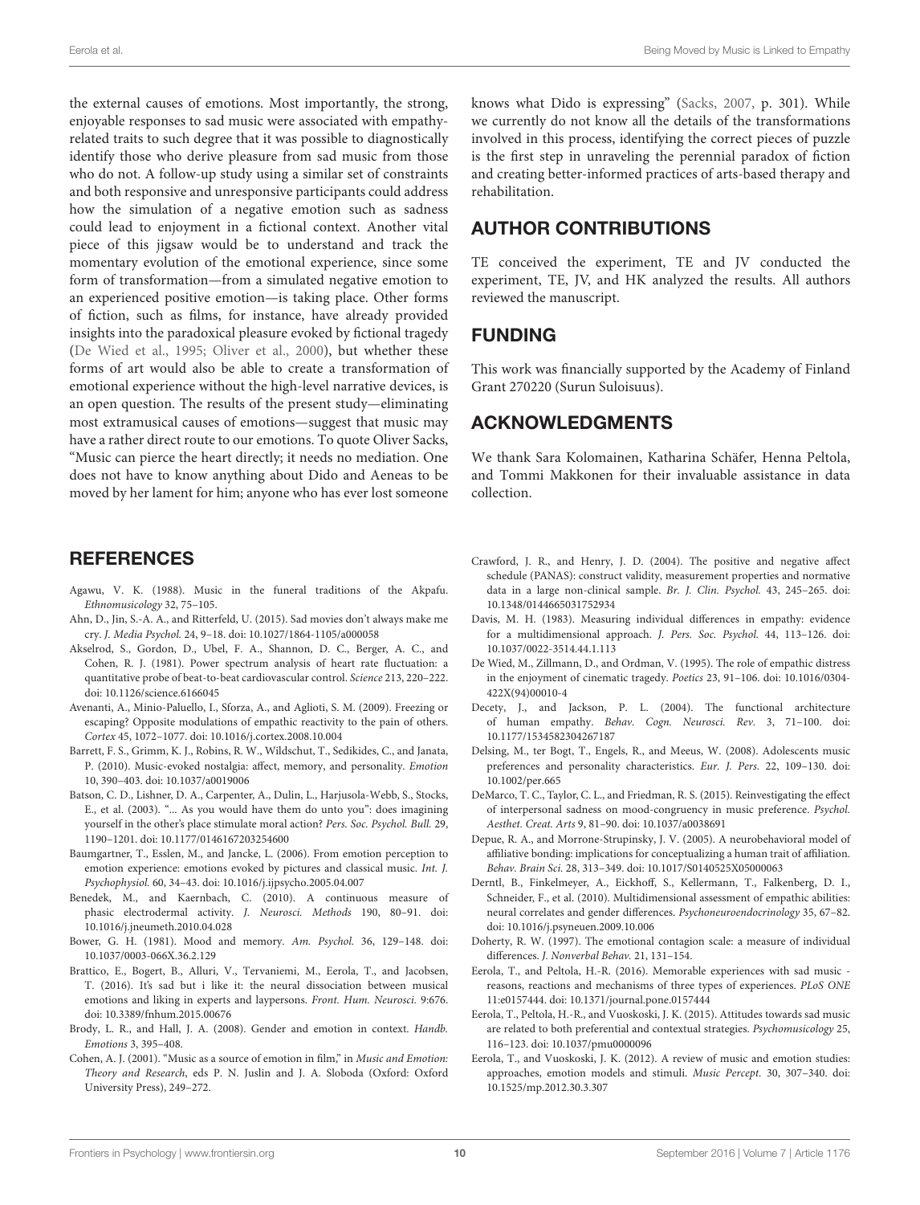the external causes of emotions. Most importantly, the strong, enjoyable responses to sad music were associated with empathy-related traits to such degree that it was possible to diagnostically identify those who derive pleasure from sad music from those who do not. A follow-up study using a similar set of constraints and both responsive and unresponsive participants could address how the simulation of a negative emotion such as sadness could lead to enjoyment in a fictional context. Another vital piece of this jigsaw would be to understand and track the momentary evolution of the emotional experience, since some form of transformation—from a simulated negative emotion to an experienced positive emotion—is taking place. Other forms of fiction, such as films, for instance, have already provided insights into the paradoxical pleasure evoked by fictional tragedy (De Wied et al., 1995; Oliver et al., 2000), but whether these forms of art would also be able to create a transformation of emotional experience without the high-level narrative devices, is an open question. The results of the present study—eliminating most extramusical causes of emotions—suggest that music may have a rather direct route to our emotions. To quote Oliver Sacks, "Music can pierce the heart directly; it needs no mediation. One does not have to know anything about Dido and Aeneas to be moved by her lament for him; anyone who has ever lost someone knows what Dido is expressing" (Sacks, 2007, p. 301). While we currently do not know all the details of the transformations involved in this process, identifying the correct pieces of puzzle is the first step in unraveling the perennial paradox of fiction and creating better-informed practices of arts-based therapy and rehabilitation.

## AUTHOR CONTRIBUTIONS

TE conceived the experiment, TE and JV conducted the experiment, TE, JV, and HK analyzed the results. All authors reviewed the manuscript.

## FUNDING

This work was financially supported by the Academy of Finland Grant 270220 (Surun Suloisuus).

## ACKNOWLEDGMENTS

We thank Sara Kolomainen, Katharina Schäfer, Henna Peltola, and Tommi Makkonen for their invaluable assistance in data collection.

## REFERENCES

Agawu, V. K. (1988). Music in the funeral traditions of the Akpafu. *Ethnomusicology* 32, 75–105.

Ahn, D., Jin, S.-A. A., and Ritterfeld, U. (2015). Sad movies don't always make me cry. *J. Media Psychol.* 24, 9–18. doi: 10.1027/1864-1105/a000058

Akselrod, S., Gordon, D., Ubel, F. A., Shannon, D. C., Berger, A. C., and Cohen, R. J. (1981). Power spectrum analysis of heart rate fluctuation: a quantitative probe of beat-to-beat cardiovascular control. *Science* 213, 220–222. doi: 10.1126/science.6166045

Avenanti, A., Minio-Paluello, I., Sforza, A., and Aglioti, S. M. (2009). Freezing or escaping? Opposite modulations of empathic reactivity to the pain of others. *Cortex* 45, 1072–1077. doi: 10.1016/j.cortex.2008.10.004

Barrett, F. S., Grimm, K. J., Robins, R. W., Wildschut, T., Sedikides, C., and Janata, P. (2010). Music-evoked nostalgia: affect, memory, and personality. *Emotion* 10, 390–403. doi: 10.1037/a0019006

Batson, C. D., Lishner, D. A., Carpenter, A., Dulin, L., Harjusola-Webb, S., Stocks, E., et al. (2003). "... As you would have them do unto you": does imagining yourself in the other's place stimulate moral action? *Pers. Soc. Psychol. Bull.* 29, 1190–1201. doi: 10.1177/0146167203254600

Baumgartner, T., Esslen, M., and Jancke, L. (2006). From emotion perception to emotion experience: emotions evoked by pictures and classical music. *Int. J. Psychophysiol.* 60, 34–43. doi: 10.1016/j.ijpsycho.2005.04.007

Benedek, M., and Kaernbach, C. (2010). A continuous measure of phasic electrodermal activity. *J. Neurosci. Methods* 190, 80–91. doi: 10.1016/j.jneumeth.2010.04.028

Bower, G. H. (1981). Mood and memory. *Am. Psychol.* 36, 129–148. doi: 10.1037/0003-066X.36.2.129

Brattico, E., Bogert, B., Alluri, V., Tervaniemi, M., Eerola, T., and Jacobsen, T. (2016). It's sad but i like it: the neural dissociation between musical emotions and liking in experts and laypersons. *Front. Hum. Neurosci.* 9:676. doi: 10.3389/fnhum.2015.00676

Brody, L. R., and Hall, J. A. (2008). Gender and emotion in context. *Handb. Emotions* 3, 395–408.

Cohen, A. J. (2001). "Music as a source of emotion in film," in *Music and Emotion: Theory and Research*, eds P. N. Juslin and J. A. Sloboda (Oxford: Oxford University Press), 249–272.

Crawford, J. R., and Henry, J. D. (2004). The positive and negative affect schedule (PANAS): construct validity, measurement properties and normative data in a large non-clinical sample. *Br. J. Clin. Psychol.* 43, 245–265. doi: 10.1348/0144665031752934

Davis, M. H. (1983). Measuring individual differences in empathy: evidence for a multidimensional approach. *J. Pers. Soc. Psychol.* 44, 113–126. doi: 10.1037/0022-3514.44.1.113

De Wied, M., Zillmann, D., and Ordman, V. (1995). The role of empathic distress in the enjoyment of cinematic tragedy. *Poetics* 23, 91–106. doi: 10.1016/0304-422X(94)00010-4

Decety, J., and Jackson, P. L. (2004). The functional architecture of human empathy. *Behav. Cogn. Neurosci. Rev.* 3, 71–100. doi: 10.1177/1534582304267187

Delsing, M., ter Bogt, T., Engels, R., and Meeus, W. (2008). Adolescents music preferences and personality characteristics. *Eur. J. Pers.* 22, 109–130. doi: 10.1002/per.665

DeMarco, T. C., Taylor, C. L., and Friedman, R. S. (2015). Reinvestigating the effect of interpersonal sadness on mood-congruency in music preference. *Psychol. Aesthet. Creat. Arts* 9, 81–90. doi: 10.1037/a0038691

Depue, R. A., and Morrone-Strupinsky, J. V. (2005). A neurobehavioral model of affiliative bonding: implications for conceptualizing a human trait of affiliation. *Behav. Brain Sci.* 28, 313–349. doi: 10.1017/S0140525X05000063

Derntl, B., Finkelmeyer, A., Eickhoff, S., Kellermann, T., Falkenberg, D. I., Schneider, F., et al. (2010). Multidimensional assessment of empathic abilities: neural correlates and gender differences. *Psychoneuroendocrinology* 35, 67–82. doi: 10.1016/j.psyneuen.2009.10.006

Doherty, R. W. (1997). The emotional contagion scale: a measure of individual differences. *J. Nonverbal Behav.* 21, 131–154.

Eerola, T., and Peltola, H.-R. (2016). Memorable experiences with sad music - reasons, reactions and mechanisms of three types of experiences. *PLoS ONE* 11:e0157444. doi: 10.1371/journal.pone.0157444

Eerola, T., Peltola, H.-R., and Vuoskoski, J. K. (2015). Attitudes towards sad music are related to both preferential and contextual strategies. *Psychomusicology* 25, 116–123. doi: 10.1037/pmu0000096

Eerola, T., and Vuoskoski, J. K. (2012). A review of music and emotion studies: approaches, emotion models and stimuli. *Music Percept.* 30, 307–340. doi: 10.1525/mp.2012.30.3.307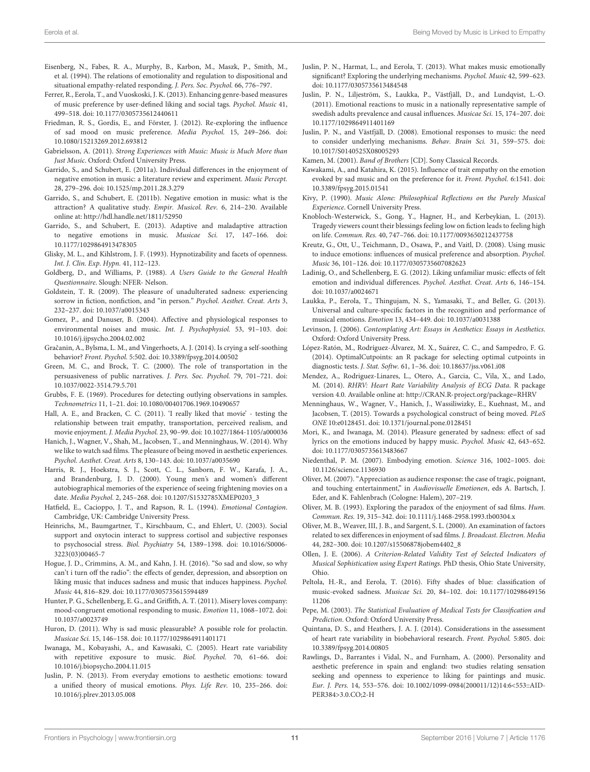Eisenberg, N., Fabes, R. A., Murphy, B., Karbon, M., Maszk, P., Smith, M., et al. (1994). The relations of emotionality and regulation to dispositional and situational empathy-related responding. *J. Pers. Soc. Psychol.* 66, 776–797.

Ferrer, R., Eerola, T., and Vuoskoski, J. K. (2013). Enhancing genre-based measures of music preference by user-defined liking and social tags. *Psychol. Music* 41, 499–518. doi: 10.1177/0305735612440611

Friedman, R. S., Gordis, E., and Förster, J. (2012). Re-exploring the influence of sad mood on music preference. *Media Psychol.* 15, 249–266. doi: 10.1080/15213269.2012.693812

Gabrielsson, A. (2011). *Strong Experiences with Music: Music is Much More than Just Music*. Oxford: Oxford University Press.

Garrido, S., and Schubert, E. (2011a). Individual differences in the enjoyment of negative emotion in music: a literature review and experiment. *Music Percept.* 28, 279–296. doi: 10.1525/mp.2011.28.3.279

Garrido, S., and Schubert, E. (2011b). Negative emotion in music: what is the attraction? A qualitative study. *Empir. Musicol. Rev.* 6, 214–230. Available online at: http://hdl.handle.net/1811/52950

Garrido, S., and Schubert, E. (2013). Adaptive and maladaptive attraction to negative emotions in music. *Musicae Sci.* 17, 147–166. doi: 10.1177/1029864913478305

Glisky, M. L., and Kihlstrom, J. F. (1993). Hypnotizability and facets of openness. *Int. J. Clin. Exp. Hypn.* 41, 112–123.

Goldberg, D., and Williams, P. (1988). *A Users Guide to the General Health Questionnaire*. Slough: NFER- Nelson.

Goldstein, T. R. (2009). The pleasure of unadulterated sadness: experiencing sorrow in fiction, nonfiction, and "in person." *Psychol. Aesthet. Creat. Arts* 3, 232–237. doi: 10.1037/a0015343

Gomez, P., and Danuser, B. (2004). Affective and physiological responses to environmental noises and music. *Int. J. Psychophysiol.* 53, 91–103. doi: 10.1016/j.ijpsycho.2004.02.002

Gračanin, A., Bylsma, L. M., and Vingerhoets, A. J. (2014). Is crying a self-soothing behavior? *Front. Psychol.* 5:502. doi: 10.3389/fpsyg.2014.00502

Green, M. C., and Brock, T. C. (2000). The role of transportation in the persuasiveness of public narratives. *J. Pers. Soc. Psychol.* 79, 701–721. doi: 10.1037/0022-3514.79.5.701

Grubbs, F. E. (1969). Procedures for detecting outlying observations in samples. *Technometrics* 11, 1–21. doi: 10.1080/00401706.1969.10490657

Hall, A. E., and Bracken, C. C. (2011). 'I really liked that movie' - testing the relationship between trait empathy, transportation, perceived realism, and movie enjoyment. *J. Media Psychol.* 23, 90–99. doi: 10.1027/1864-1105/a000036

Hanich, J., Wagner, V., Shah, M., Jacobsen, T., and Menninghaus, W. (2014). Why we like to watch sad films. The pleasure of being moved in aesthetic experiences. *Psychol. Aesthet. Creat. Arts* 8, 130–143. doi: 10.1037/a0035690

Harris, R. J., Hoekstra, S. J., Scott, C. L., Sanborn, F. W., Karafa, J. A., and Brandenburg, J. D. (2000). Young men's and women's different autobiographical memories of the experience of seeing frightening movies on a date. *Media Psychol.* 2, 245–268. doi: 10.1207/S1532785XMEP0203_3

Hatfield, E., Cacioppo, J. T., and Rapson, R. L. (1994). *Emotional Contagion*. Cambridge, UK: Cambridge University Press.

Heinrichs, M., Baumgartner, T., Kirschbaum, C., and Ehlert, U. (2003). Social support and oxytocin interact to suppress cortisol and subjective responses to psychosocial stress. *Biol. Psychiatry* 54, 1389–1398. doi: 10.1016/S0006-3223(03)00465-7

Hogue, J. D., Crimmins, A. M., and Kahn, J. H. (2016). "So sad and slow, so why can't i turn off the radio": the effects of gender, depression, and absorption on liking music that induces sadness and music that induces happiness. *Psychol. Music* 44, 816–829. doi: 10.1177/0305735615594489

Hunter, P. G., Schellenberg, E. G., and Griffith, A. T. (2011). Misery loves company: mood-congruent emotional responding to music. *Emotion* 11, 1068–1072. doi: 10.1037/a0023749

Huron, D. (2011). Why is sad music pleasurable? A possible role for prolactin. *Musicae Sci.* 15, 146–158. doi: 10.1177/1029864911401171

Iwanaga, M., Kobayashi, A., and Kawasaki, C. (2005). Heart rate variability with repetitive exposure to music. *Biol. Psychol.* 70, 61–66. doi: 10.1016/j.biopsycho.2004.11.015

Juslin, P. N. (2013). From everyday emotions to aesthetic emotions: toward a unified theory of musical emotions. *Phys. Life Rev.* 10, 235–266. doi: 10.1016/j.plrev.2013.05.008

Juslin, P. N., Harmat, L., and Eerola, T. (2013). What makes music emotionally significant? Exploring the underlying mechanisms. *Psychol. Music* 42, 599–623. doi: 10.1177/0305735613484548

Juslin, P. N., Liljeström, S., Laukka, P., Västfjäll, D., and Lundqvist, L.-O. (2011). Emotional reactions to music in a nationally representative sample of swedish adults prevalence and causal influences. *Musicae Sci.* 15, 174–207. doi: 10.1177/1029864911401169

Juslin, P. N., and Västfjäll, D. (2008). Emotional responses to music: the need to consider underlying mechanisms. *Behav. Brain Sci.* 31, 559–575. doi: 10.1017/S0140525X08005293

Kamen, M. (2001). *Band of Brothers* [CD]. Sony Classical Records.

Kawakami, A., and Katahira, K. (2015). Influence of trait empathy on the emotion evoked by sad music and on the preference for it. *Front. Psychol.* 6:1541. doi: 10.3389/fpsyg.2015.01541

Kivy, P. (1990). *Music Alone: Philosophical Reflections on the Purely Musical Experience*. Cornell University Press.

Knobloch-Westerwick, S., Gong, Y., Hagner, H., and Kerbeykian, L. (2013). Tragedy viewers count their blessings feeling low on fiction leads to feeling high on life. *Commun. Res.* 40, 747–766. doi: 10.1177/0093650212437758

Kreutz, G., Ott, U., Teichmann, D., Osawa, P., and Vaitl, D. (2008). Using music to induce emotions: influences of musical preference and absorption. *Psychol. Music* 36, 101–126. doi: 10.1177/0305735607082623

Ladinig, O., and Schellenberg, E. G. (2012). Liking unfamiliar music: effects of felt emotion and individual differences. *Psychol. Aesthet. Creat. Arts* 6, 146–154. doi: 10.1037/a0024671

Laukka, P., Eerola, T., Thingujam, N. S., Yamasaki, T., and Beller, G. (2013). Universal and culture-specific factors in the recognition and performance of musical emotions. *Emotion* 13, 434–449. doi: 10.1037/a0031388

Levinson, J. (2006). *Contemplating Art: Essays in Aesthetics: Essays in Aesthetics*. Oxford: Oxford University Press.

López-Ratón, M., Rodríguez-Álvarez, M. X., Suárez, C. C., and Sampedro, F. G. (2014). OptimalCutpoints: an R package for selecting optimal cutpoints in diagnostic tests. *J. Stat. Softw.* 61, 1–36. doi: 10.18637/jss.v061.i08

Mendez, A., Rodriguez-Linares, L., Otero, A., Garcia, C., Vila, X., and Lado, M. (2014). *RHRV: Heart Rate Variability Analysis of ECG Data*. R package version 4.0. Available online at: http://CRAN.R-project.org/package=RHRV

Menninghaus, W., Wagner, V., Hanich, J., Wassiliwizky, E., Kuehnast, M., and Jacobsen, T. (2015). Towards a psychological construct of being moved. *PLoS ONE* 10:e0128451. doi: 10.1371/journal.pone.0128451

Mori, K., and Iwanaga, M. (2014). Pleasure generated by sadness: effect of sad lyrics on the emotions induced by happy music. *Psychol. Music* 42, 643–652. doi: 10.1177/0305735613483667

Niedenthal, P. M. (2007). Embodying emotion. *Science* 316, 1002–1005. doi: 10.1126/science.1136930

Oliver, M. (2007). "Appreciation as audience response: the case of tragic, poignant, and touching entertainment," in *Audiovisuelle Emotionen*, eds A. Bartsch, J. Eder, and K. Fahlenbrach (Cologne: Halem), 207–219.

Oliver, M. B. (1993). Exploring the paradox of the enjoyment of sad films. *Hum. Commun. Res.* 19, 315–342. doi: 10.1111/j.1468-2958.1993.tb00304.x

Oliver, M. B., Weaver, III, J. B., and Sargent, S. L. (2000). An examination of factors related to sex differences in enjoyment of sad films. *J. Broadcast. Electron. Media* 44, 282–300. doi: 10.1207/s15506878jobem4402_8

Ollen, J. E. (2006). *A Criterion-Related Validity Test of Selected Indicators of Musical Sophistication using Expert Ratings*. PhD thesis, Ohio State University, Ohio.

Peltola, H.-R., and Eerola, T. (2016). Fifty shades of blue: classification of music-evoked sadness. *Musicae Sci.* 20, 84–102. doi: 10.1177/1029864915611206

Pepe, M. (2003). *The Statistical Evaluation of Medical Tests for Classification and Prediction*. Oxford: Oxford University Press.

Quintana, D. S., and Heathers, J. A. J. (2014). Considerations in the assessment of heart rate variability in biobehavioral research. *Front. Psychol.* 5:805. doi: 10.3389/fpsyg.2014.00805

Rawlings, D., Barrantes i Vidal, N., and Furnham, A. (2000). Personality and aesthetic preference in spain and england: two studies relating sensation seeking and openness to experience to liking for paintings and music. *Eur. J. Pers.* 14, 553–576. doi: 10.1002/1099-0984(200011/12)14:6<553::AID-PER384>3.0.CO;2-H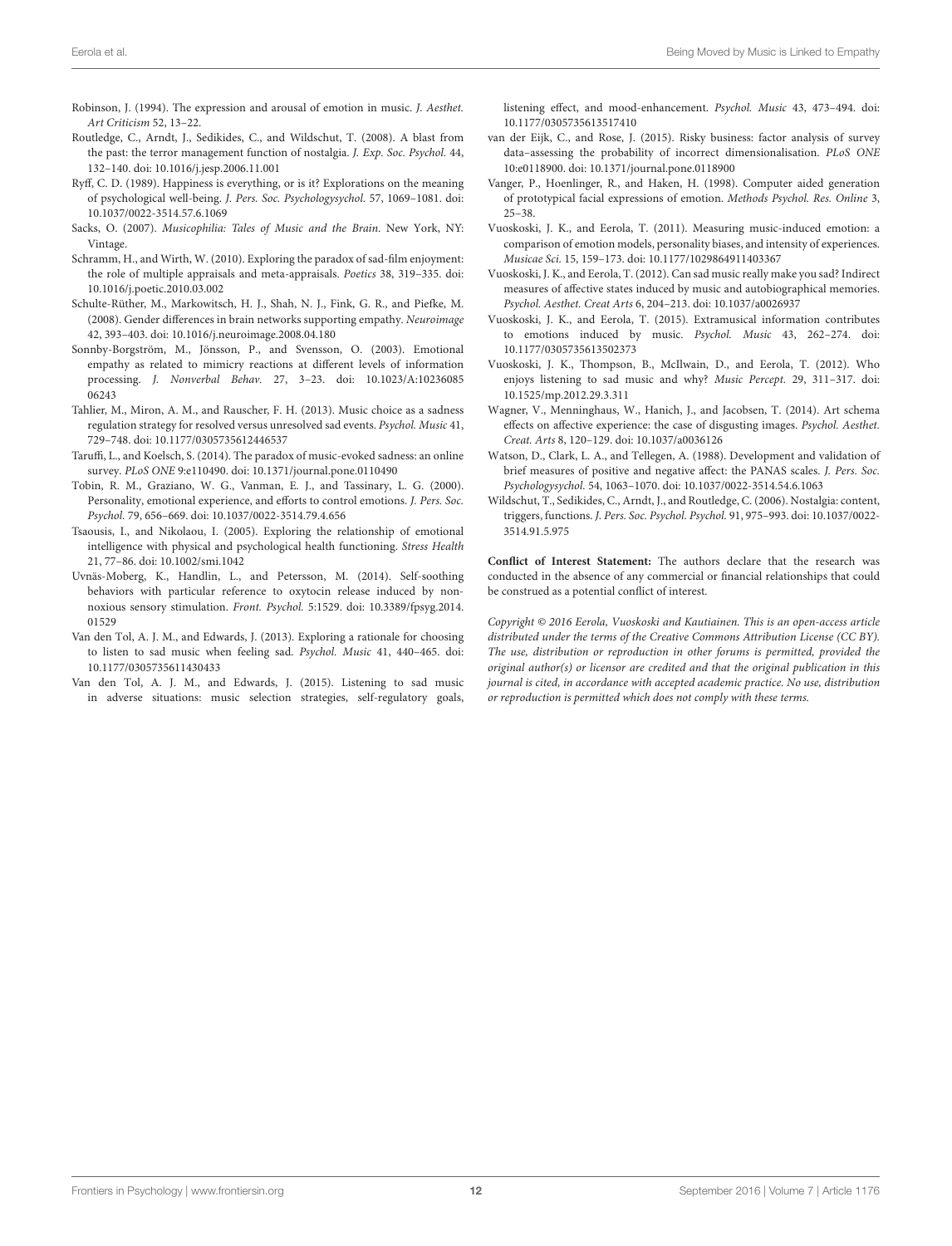Robinson, J. (1994). The expression and arousal of emotion in music. *J. Aesthet. Art Criticism* 52, 13–22.

Routledge, C., Arndt, J., Sedikides, C., and Wildschut, T. (2008). A blast from the past: the terror management function of nostalgia. *J. Exp. Soc. Psychol.* 44, 132–140. doi: 10.1016/j.jesp.2006.11.001

Ryff, C. D. (1989). Happiness is everything, or is it? Explorations on the meaning of psychological well-being. *J. Pers. Soc. Psychologysychol.* 57, 1069–1081. doi: 10.1037/0022-3514.57.6.1069

Sacks, O. (2007). *Musicophilia: Tales of Music and the Brain.* New York, NY: Vintage.

Schramm, H., and Wirth, W. (2010). Exploring the paradox of sad-film enjoyment: the role of multiple appraisals and meta-appraisals. *Poetics* 38, 319–335. doi: 10.1016/j.poetic.2010.03.002

Schulte-Rüther, M., Markowitsch, H. J., Shah, N. J., Fink, G. R., and Piefke, M. (2008). Gender differences in brain networks supporting empathy. *Neuroimage* 42, 393–403. doi: 10.1016/j.neuroimage.2008.04.180

Sonnby-Borgström, M., Jönsson, P., and Svensson, O. (2003). Emotional empathy as related to mimicry reactions at different levels of information processing. *J. Nonverbal Behav.* 27, 3–23. doi: 10.1023/A:1023608506243

Tahlier, M., Miron, A. M., and Rauscher, F. H. (2013). Music choice as a sadness regulation strategy for resolved versus unresolved sad events. *Psychol. Music* 41, 729–748. doi: 10.1177/0305735612446537

Taruffi, L., and Koelsch, S. (2014). The paradox of music-evoked sadness: an online survey. *PLoS ONE* 9:e110490. doi: 10.1371/journal.pone.0110490

Tobin, R. M., Graziano, W. G., Vanman, E. J., and Tassinary, L. G. (2000). Personality, emotional experience, and efforts to control emotions. *J. Pers. Soc. Psychol.* 79, 656–669. doi: 10.1037/0022-3514.79.4.656

Tsaousis, I., and Nikolaou, I. (2005). Exploring the relationship of emotional intelligence with physical and psychological health functioning. *Stress Health* 21, 77–86. doi: 10.1002/smi.1042

Uvnäs-Moberg, K., Handlin, L., and Petersson, M. (2014). Self-soothing behaviors with particular reference to oxytocin release induced by non-noxious sensory stimulation. *Front. Psychol.* 5:1529. doi: 10.3389/fpsyg.2014.01529

Van den Tol, A. J. M., and Edwards, J. (2013). Exploring a rationale for choosing to listen to sad music when feeling sad. *Psychol. Music* 41, 440–465. doi: 10.1177/0305735611430433

Van den Tol, A. J. M., and Edwards, J. (2015). Listening to sad music in adverse situations: music selection strategies, self-regulatory goals, listening effect, and mood-enhancement. *Psychol. Music* 43, 473–494. doi: 10.1177/0305735613517410

van der Eijk, C., and Rose, J. (2015). Risky business: factor analysis of survey data–assessing the probability of incorrect dimensionalisation. *PLoS ONE* 10:e0118900. doi: 10.1371/journal.pone.0118900

Vanger, P., Hoenlinger, R., and Haken, H. (1998). Computer aided generation of prototypical facial expressions of emotion. *Methods Psychol. Res. Online* 3, 25–38.

Vuoskoski, J. K., and Eerola, T. (2011). Measuring music-induced emotion: a comparison of emotion models, personality biases, and intensity of experiences. *Musicae Sci.* 15, 159–173. doi: 10.1177/1029864911403367

Vuoskoski, J. K., and Eerola, T. (2012). Can sad music really make you sad? Indirect measures of affective states induced by music and autobiographical memories. *Psychol. Aesthet. Creat Arts* 6, 204–213. doi: 10.1037/a0026937

Vuoskoski, J. K., and Eerola, T. (2015). Extramusical information contributes to emotions induced by music. *Psychol. Music* 43, 262–274. doi: 10.1177/0305735613502373

Vuoskoski, J. K., Thompson, B., McIlwain, D., and Eerola, T. (2012). Who enjoys listening to sad music and why? *Music Percept.* 29, 311–317. doi: 10.1525/mp.2012.29.3.311

Wagner, V., Menninghaus, W., Hanich, J., and Jacobsen, T. (2014). Art schema effects on affective experience: the case of disgusting images. *Psychol. Aesthet. Creat. Arts* 8, 120–129. doi: 10.1037/a0036126

Watson, D., Clark, L. A., and Tellegen, A. (1988). Development and validation of brief measures of positive and negative affect: the PANAS scales. *J. Pers. Soc. Psychologysychol.* 54, 1063–1070. doi: 10.1037/0022-3514.54.6.1063

Wildschut, T., Sedikides, C., Arndt, J., and Routledge, C. (2006). Nostalgia: content, triggers, functions. *J. Pers. Soc. Psychol. Psychol.* 91, 975–993. doi: 10.1037/0022-3514.91.5.975

**Conflict of Interest Statement:** The authors declare that the research was conducted in the absence of any commercial or financial relationships that could be construed as a potential conflict of interest.

*Copyright © 2016 Eerola, Vuoskoski and Kautiainen. This is an open-access article distributed under the terms of the Creative Commons Attribution License (CC BY). The use, distribution or reproduction in other forums is permitted, provided the original author(s) or licensor are credited and that the original publication in this journal is cited, in accordance with accepted academic practice. No use, distribution or reproduction is permitted which does not comply with these terms.*